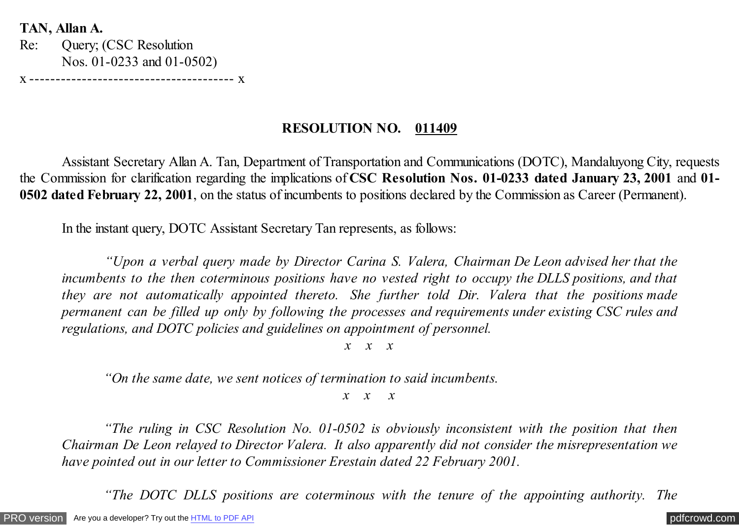**TAN, Allan A.**
Re: Query; (CSC Resolution Nos. 01-0233 and 01-0502)
x --------------------------------------- x

**RESOLUTION NO. 011409**

Assistant Secretary Allan A. Tan, Department of Transportation and Communications (DOTC), Mandaluyong City, requests the Commission for clarification regarding the implications of **CSC Resolution Nos. 01-0233 dated January 23, 2001** and **01-0502 dated February 22, 2001**, on the status of incumbents to positions declared by the Commission as Career (Permanent).

In the instant query, DOTC Assistant Secretary Tan represents, as follows:

*"Upon a verbal query made by Director Carina S. Valera, Chairman De Leon advised her that the incumbents to the then coterminous positions have no vested right to occupy the DLLS positions, and that they are not automatically appointed thereto. She further told Dir. Valera that the positions made permanent can be filled up only by following the processes and requirements under existing CSC rules and regulations, and DOTC policies and guidelines on appointment of personnel.*

*x x x*

*"On the same date, we sent notices of termination to said incumbents.*

*x x x*

*"The ruling in CSC Resolution No. 01-0502 is obviously inconsistent with the position that then Chairman De Leon relayed to Director Valera. It also apparently did not consider the misrepresentation we have pointed out in our letter to Commissioner Erestain dated 22 February 2001.*

*"The DOTC DLLS positions are coterminous with the tenure of the appointing authority. The*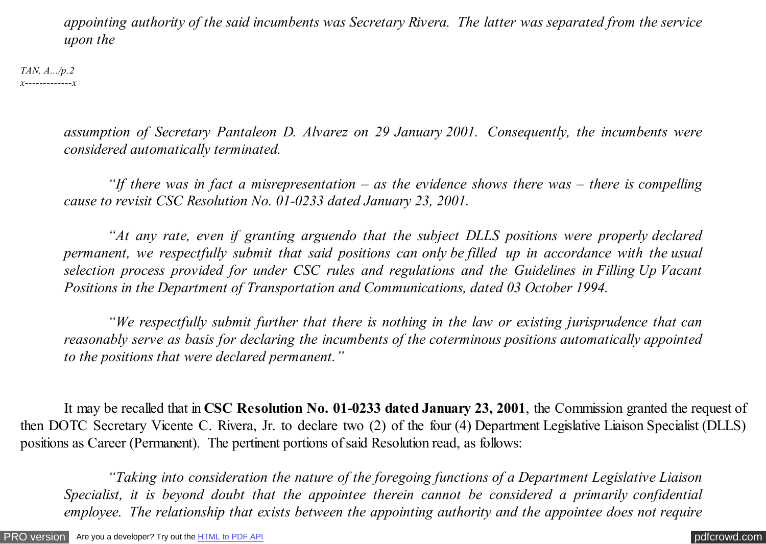*appointing authority of the said incumbents was Secretary Rivera. The latter was separated from the service upon the*

*assumption of Secretary Pantaleon D. Alvarez on 29 January 2001. Consequently, the incumbents were considered automatically terminated.*

*"If there was in fact a misrepresentation – as the evidence shows there was – there is compelling cause to revisit CSC Resolution No. 01-0233 dated January 23, 2001.*

*"At any rate, even if granting arguendo that the subject DLLS positions were properly declared permanent, we respectfully submit that said positions can only be filled up in accordance with the usual selection process provided for under CSC rules and regulations and the Guidelines in Filling Up Vacant Positions in the Department of Transportation and Communications, dated 03 October 1994.*

*"We respectfully submit further that there is nothing in the law or existing jurisprudence that can reasonably serve as basis for declaring the incumbents of the coterminous positions automatically appointed to the positions that were declared permanent."*

It may be recalled that in **CSC Resolution No. 01-0233 dated January 23, 2001**, the Commission granted the request of then DOTC Secretary Vicente C. Rivera, Jr. to declare two (2) of the four (4) Department Legislative Liaison Specialist (DLLS) positions as Career (Permanent). The pertinent portions of said Resolution read, as follows:

*"Taking into consideration the nature of the foregoing functions of a Department Legislative Liaison Specialist, it is beyond doubt that the appointee therein cannot be considered a primarily confidential employee. The relationship that exists between the appointing authority and the appointee does not require*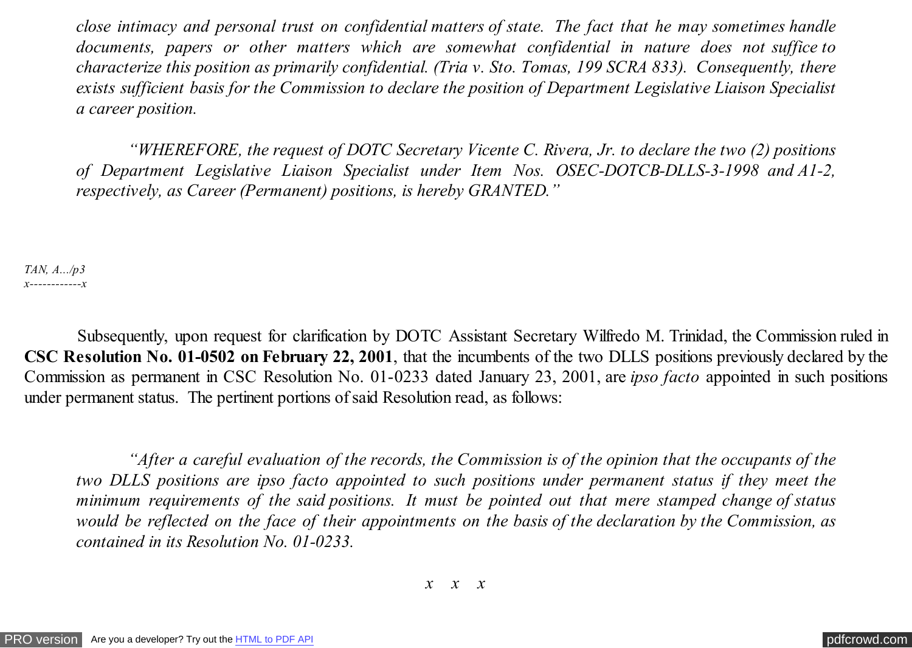*close intimacy and personal trust on confidential matters of state. The fact that he may sometimes handle documents, papers or other matters which are somewhat confidential in nature does not suffice to characterize this position as primarily confidential. (Tria v. Sto. Tomas, 199 SCRA 833). Consequently, there exists sufficient basis for the Commission to declare the position of Department Legislative Liaison Specialist a career position.*

*"WHEREFORE, the request of DOTC Secretary Vicente C. Rivera, Jr. to declare the two (2) positions of Department Legislative Liaison Specialist under Item Nos. OSEC-DOTCB-DLLS-3-1998 and A1-2, respectively, as Career (Permanent) positions, is hereby GRANTED."*

Subsequently, upon request for clarification by DOTC Assistant Secretary Wilfredo M. Trinidad, the Commission ruled in **CSC Resolution No. 01-0502 on February 22, 2001**, that the incumbents of the two DLLS positions previously declared by the Commission as permanent in CSC Resolution No. 01-0233 dated January 23, 2001, are *ipso facto* appointed in such positions under permanent status. The pertinent portions of said Resolution read, as follows:

*"After a careful evaluation of the records, the Commission is of the opinion that the occupants of the two DLLS positions are ipso facto appointed to such positions under permanent status if they meet the minimum requirements of the said positions. It must be pointed out that mere stamped change of status would be reflected on the face of their appointments on the basis of the declaration by the Commission, as contained in its Resolution No. 01-0233.*

*x x x*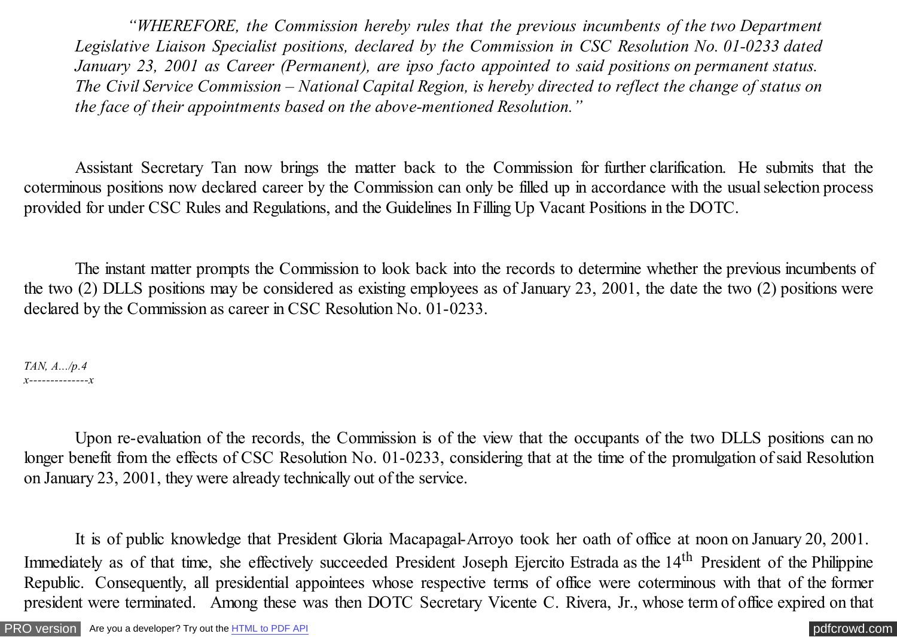*"WHEREFORE, the Commission hereby rules that the previous incumbents of the two Department Legislative Liaison Specialist positions, declared by the Commission in CSC Resolution No. 01-0233 dated January 23, 2001 as Career (Permanent), are ipso facto appointed to said positions on permanent status. The Civil Service Commission – National Capital Region, is hereby directed to reflect the change of status on the face of their appointments based on the above-mentioned Resolution."*

Assistant Secretary Tan now brings the matter back to the Commission for further clarification. He submits that the coterminous positions now declared career by the Commission can only be filled up in accordance with the usual selection process provided for under CSC Rules and Regulations, and the Guidelines In Filling Up Vacant Positions in the DOTC.

The instant matter prompts the Commission to look back into the records to determine whether the previous incumbents of the two (2) DLLS positions may be considered as existing employees as of January 23, 2001, the date the two (2) positions were declared by the Commission as career in CSC Resolution No. 01-0233.

Upon re-evaluation of the records, the Commission is of the view that the occupants of the two DLLS positions can no longer benefit from the effects of CSC Resolution No. 01-0233, considering that at the time of the promulgation of said Resolution on January 23, 2001, they were already technically out of the service.

It is of public knowledge that President Gloria Macapagal-Arroyo took her oath of office at noon on January 20, 2001. Immediately as of that time, she effectively succeeded President Joseph Ejercito Estrada as the 14th President of the Philippine Republic. Consequently, all presidential appointees whose respective terms of office were coterminous with that of the former president were terminated. Among these was then DOTC Secretary Vicente C. Rivera, Jr., whose term of office expired on that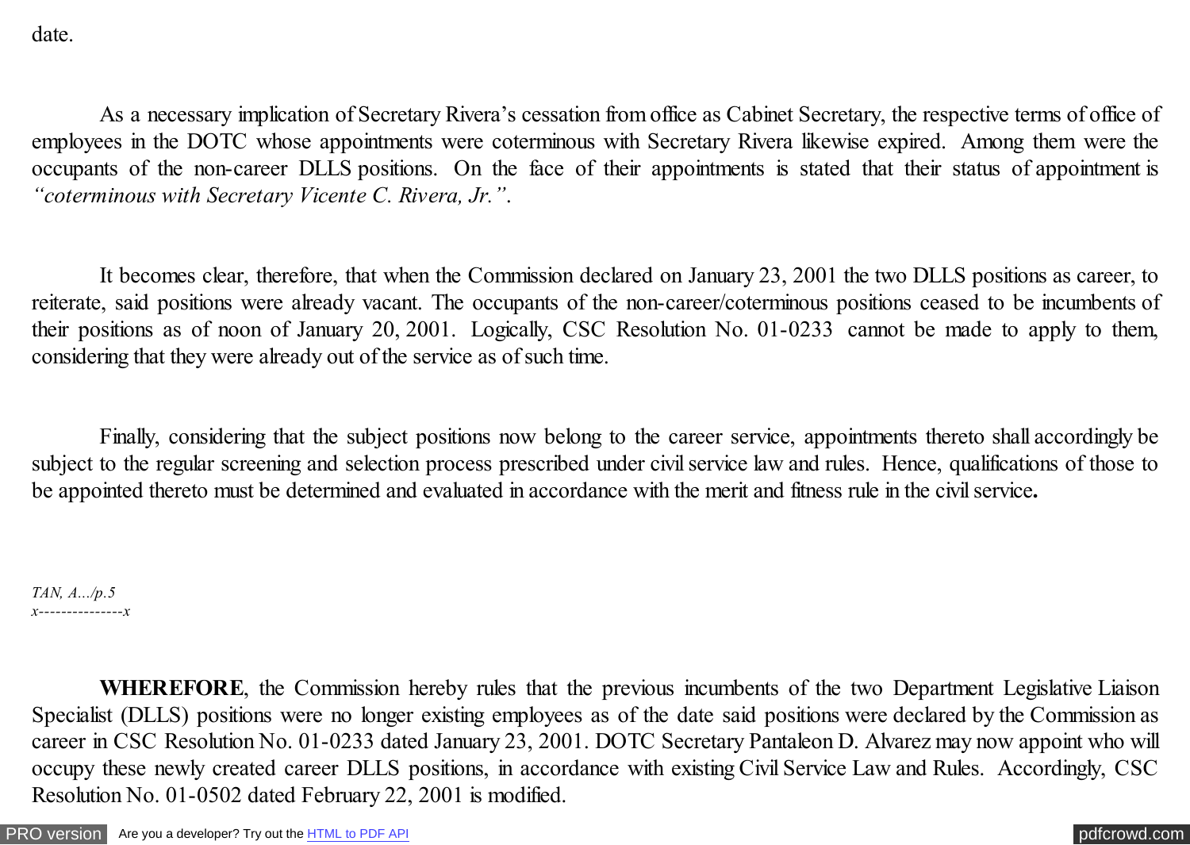date.

As a necessary implication of Secretary Rivera's cessation from office as Cabinet Secretary, the respective terms of office of employees in the DOTC whose appointments were coterminous with Secretary Rivera likewise expired. Among them were the occupants of the non-career DLLS positions. On the face of their appointments is stated that their status of appointment is *"coterminous with Secretary Vicente C. Rivera, Jr."*.

It becomes clear, therefore, that when the Commission declared on January 23, 2001 the two DLLS positions as career, to reiterate, said positions were already vacant. The occupants of the non-career/coterminous positions ceased to be incumbents of their positions as of noon of January 20, 2001. Logically, CSC Resolution No. 01-0233 cannot be made to apply to them, considering that they were already out of the service as of such time.

Finally, considering that the subject positions now belong to the career service, appointments thereto shall accordingly be subject to the regular screening and selection process prescribed under civil service law and rules. Hence, qualifications of those to be appointed thereto must be determined and evaluated in accordance with the merit and fitness rule in the civil service**.**

**WHEREFORE**, the Commission hereby rules that the previous incumbents of the two Department Legislative Liaison Specialist (DLLS) positions were no longer existing employees as of the date said positions were declared by the Commission as career in CSC Resolution No. 01-0233 dated January 23, 2001. DOTC Secretary Pantaleon D. Alvarez may now appoint who will occupy these newly created career DLLS positions, in accordance with existing Civil Service Law and Rules. Accordingly, CSC Resolution No. 01-0502 dated February 22, 2001 is modified.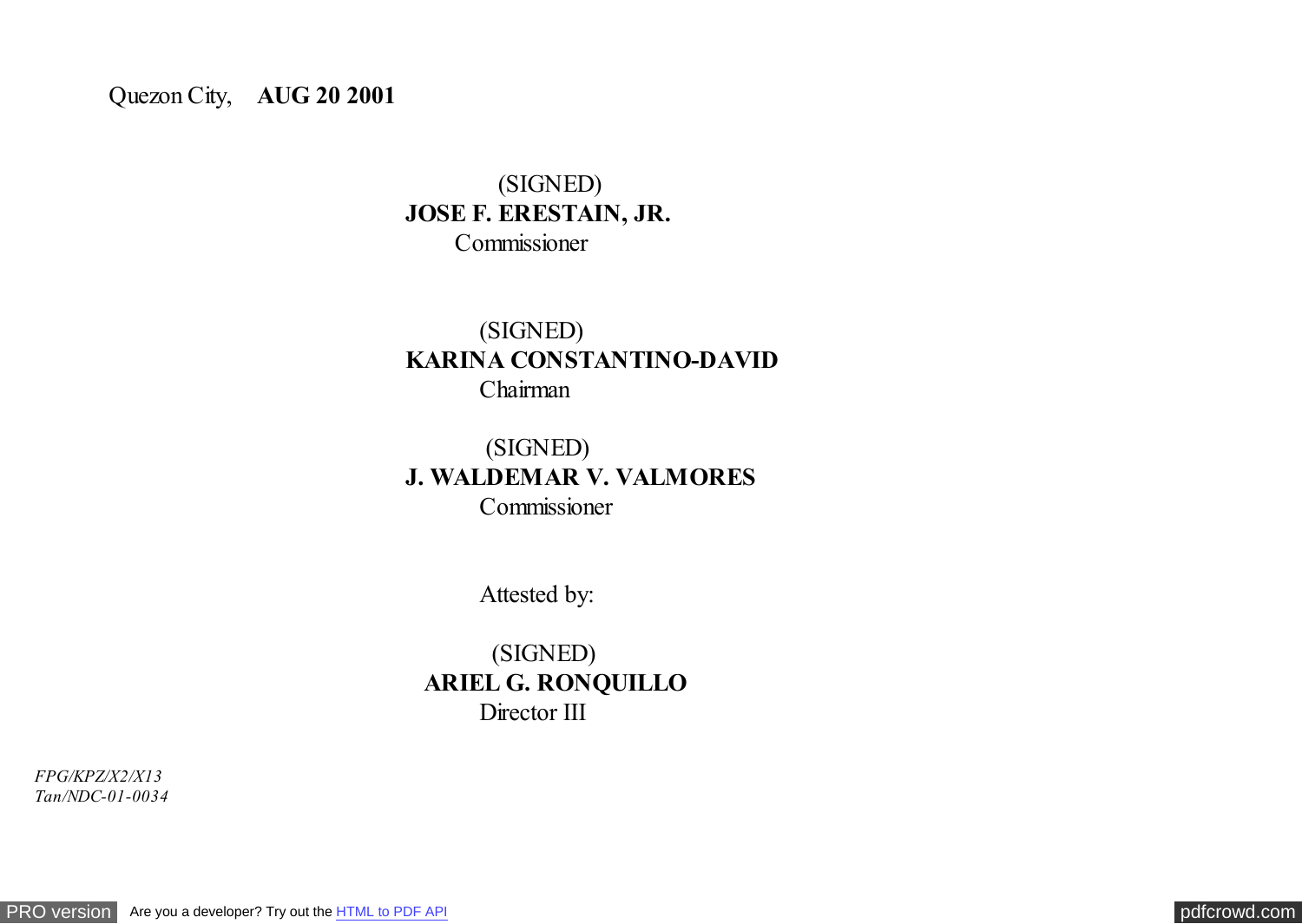Quezon City, **AUG 20 2001**

(SIGNED)
**JOSE F. ERESTAIN, JR.**
Commissioner

(SIGNED)
**KARINA CONSTANTINO-DAVID**
Chairman

(SIGNED)
**J. WALDEMAR V. VALMORES**
Commissioner

Attested by:

(SIGNED)
**ARIEL G. RONQUILLO**
Director III

*FPG/KPZ/X2/X13*
*Tan/NDC-01-0034*